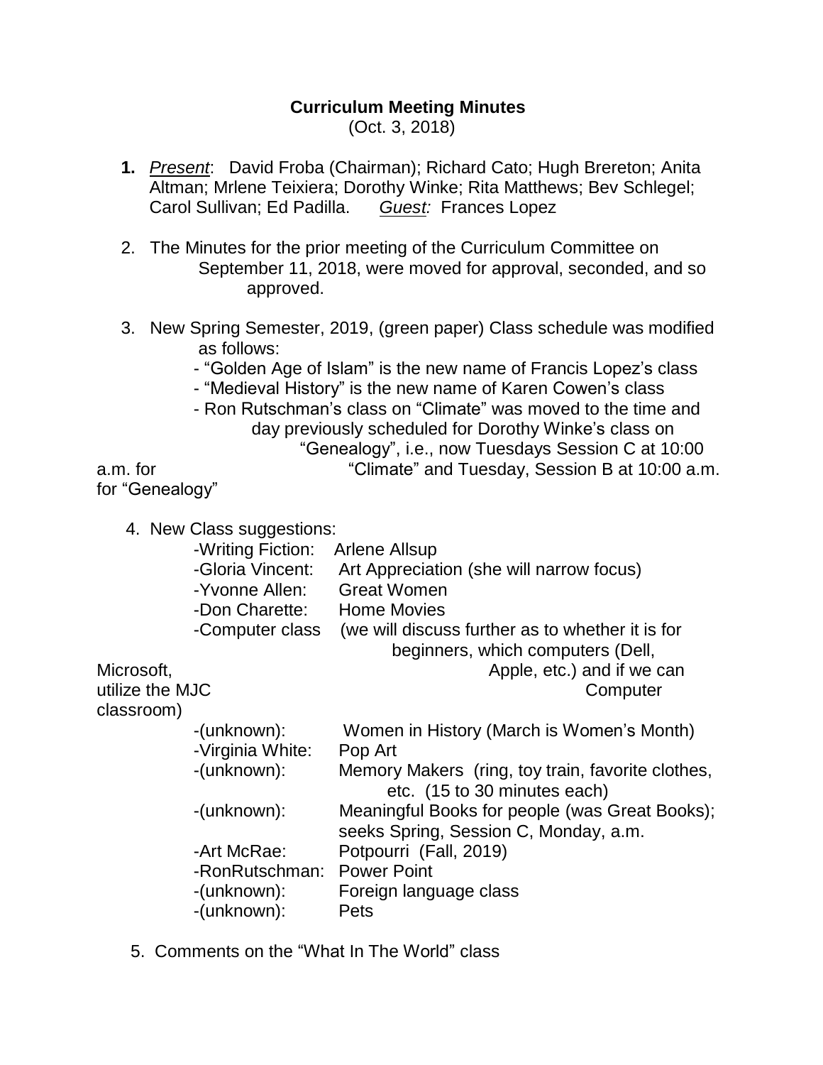**Curriculum Meeting Minutes**

(Oct. 3, 2018)

1. *Present*: David Froba (Chairman); Richard Cato; Hugh Brereton; Anita Altman; Mrlene Teixiera; Dorothy Winke; Rita Matthews; Bev Schlegel; Carol Sullivan; Ed Padilla. *Guest:* Frances Lopez

2. The Minutes for the prior meeting of the Curriculum Committee on September 11, 2018, were moved for approval, seconded, and so approved.

3. New Spring Semester, 2019, (green paper) Class schedule was modified as follows:
   - "Golden Age of Islam" is the new name of Francis Lopez's class
   - "Medieval History" is the new name of Karen Cowen's class
   - Ron Rutschman's class on "Climate" was moved to the time and day previously scheduled for Dorothy Winke's class on "Genealogy", i.e., now Tuesdays Session C at 10:00 a.m. for "Climate" and Tuesday, Session B at 10:00 a.m. for "Genealogy"

4. New Class suggestions:
   - Writing Fiction: Arlene Allsup
   - Gloria Vincent: Art Appreciation (she will narrow focus)
   - Yvonne Allen: Great Women
   - Don Charette: Home Movies
   - Computer class (we will discuss further as to whether it is for beginners, which computers (Dell, Microsoft, Apple, etc.) and if we can utilize the MJC Computer classroom)
   - (unknown): Women in History (March is Women's Month)
   - Virginia White: Pop Art
   - (unknown): Memory Makers (ring, toy train, favorite clothes, etc. (15 to 30 minutes each)
   - (unknown): Meaningful Books for people (was Great Books); seeks Spring, Session C, Monday, a.m.
   - Art McRae: Potpourri (Fall, 2019)
   - RonRutschman: Power Point
   - (unknown): Foreign language class
   - (unknown): Pets

5. Comments on the "What In The World" class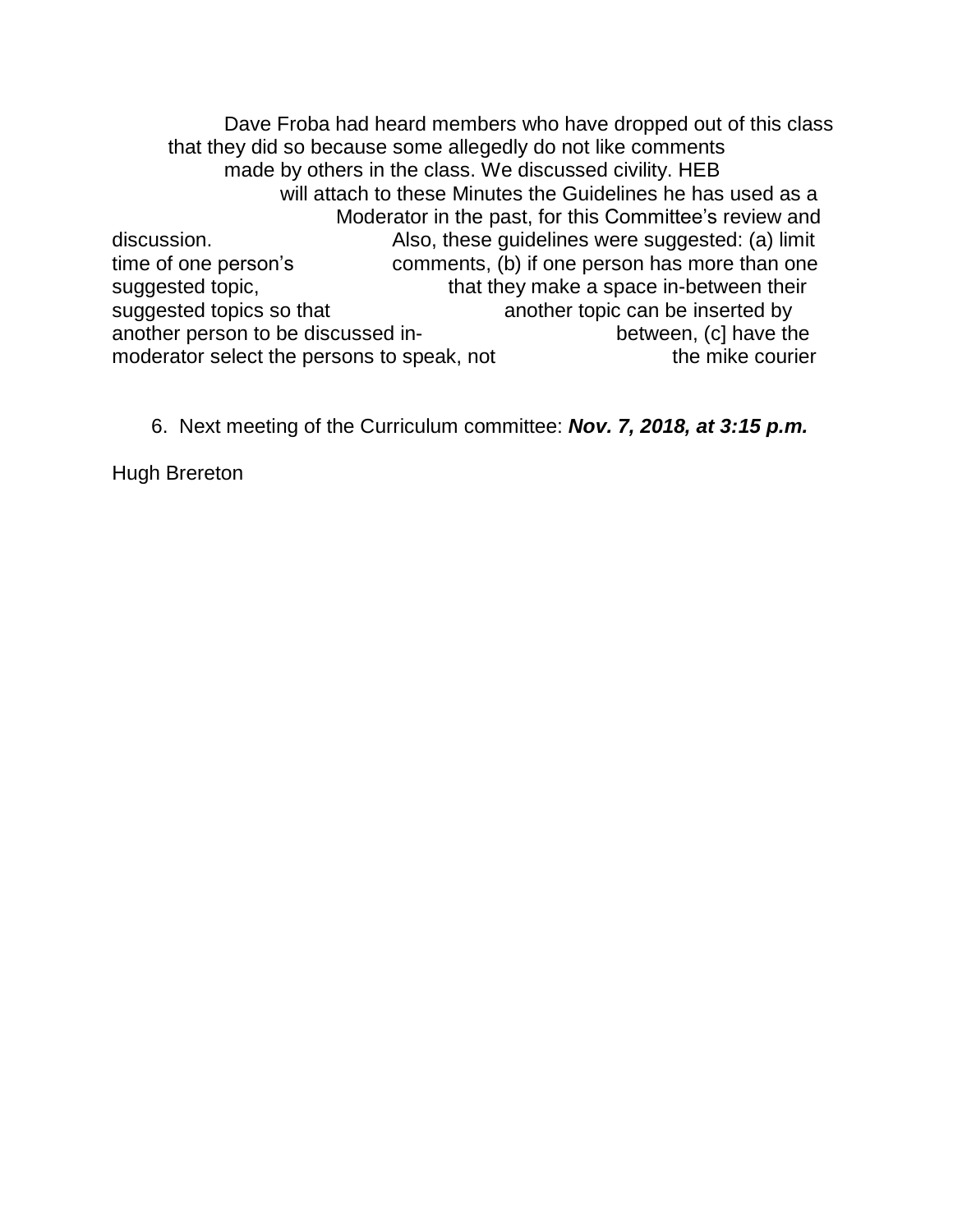Dave Froba had heard members who have dropped out of this class that they did so because some allegedly do not like comments made by others in the class. We discussed civility. HEB will attach to these Minutes the Guidelines he has used as a Moderator in the past, for this Committee's review and discussion. Also, these guidelines were suggested: (a) limit time of one person's comments, (b) if one person has more than one suggested topic, that they make a space in-between their suggested topics so that another topic can be inserted by another person to be discussed in-between, (c] have the moderator select the persons to speak, not the mike courier

6. Next meeting of the Curriculum committee: ***Nov. 7, 2018, at 3:15 p.m.***

Hugh Brereton